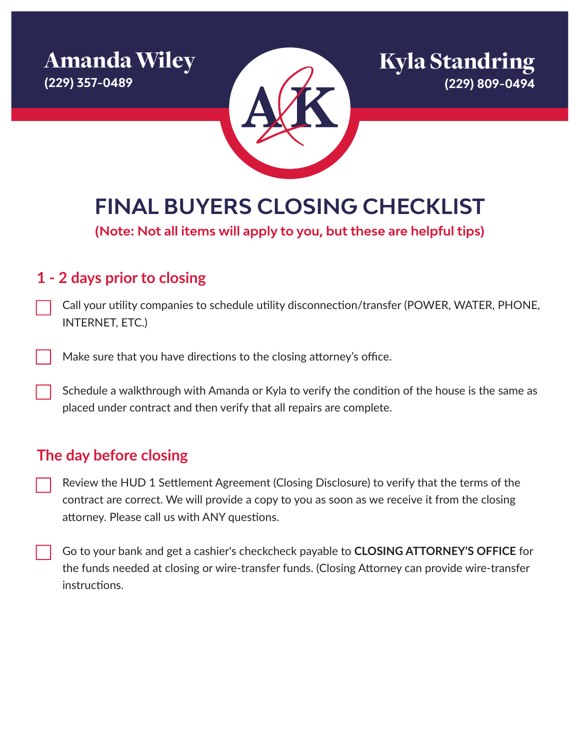**Amanda Wiley**
(229) 357-0489

**Kyla Standring**
(229) 809-0494

# FINAL BUYERS CLOSING CHECKLIST

**(Note: Not all items will apply to you, but these are helpful tips)**

## 1 - 2 days prior to closing

- [ ] Call your utility companies to schedule utility disconnection/transfer (POWER, WATER, PHONE, INTERNET, ETC.)
- [ ] Make sure that you have directions to the closing attorney's office.
- [ ] Schedule a walkthrough with Amanda or Kyla to verify the condition of the house is the same as placed under contract and then verify that all repairs are complete.

## The day before closing

- [ ] Review the HUD 1 Settlement Agreement (Closing Disclosure) to verify that the terms of the contract are correct. We will provide a copy to you as soon as we receive it from the closing attorney. Please call us with ANY questions.
- [ ] Go to your bank and get a cashier's checkcheck payable to **CLOSING ATTORNEY'S OFFICE** for the funds needed at closing or wire-transfer funds. (Closing Attorney can provide wire-transfer instructions.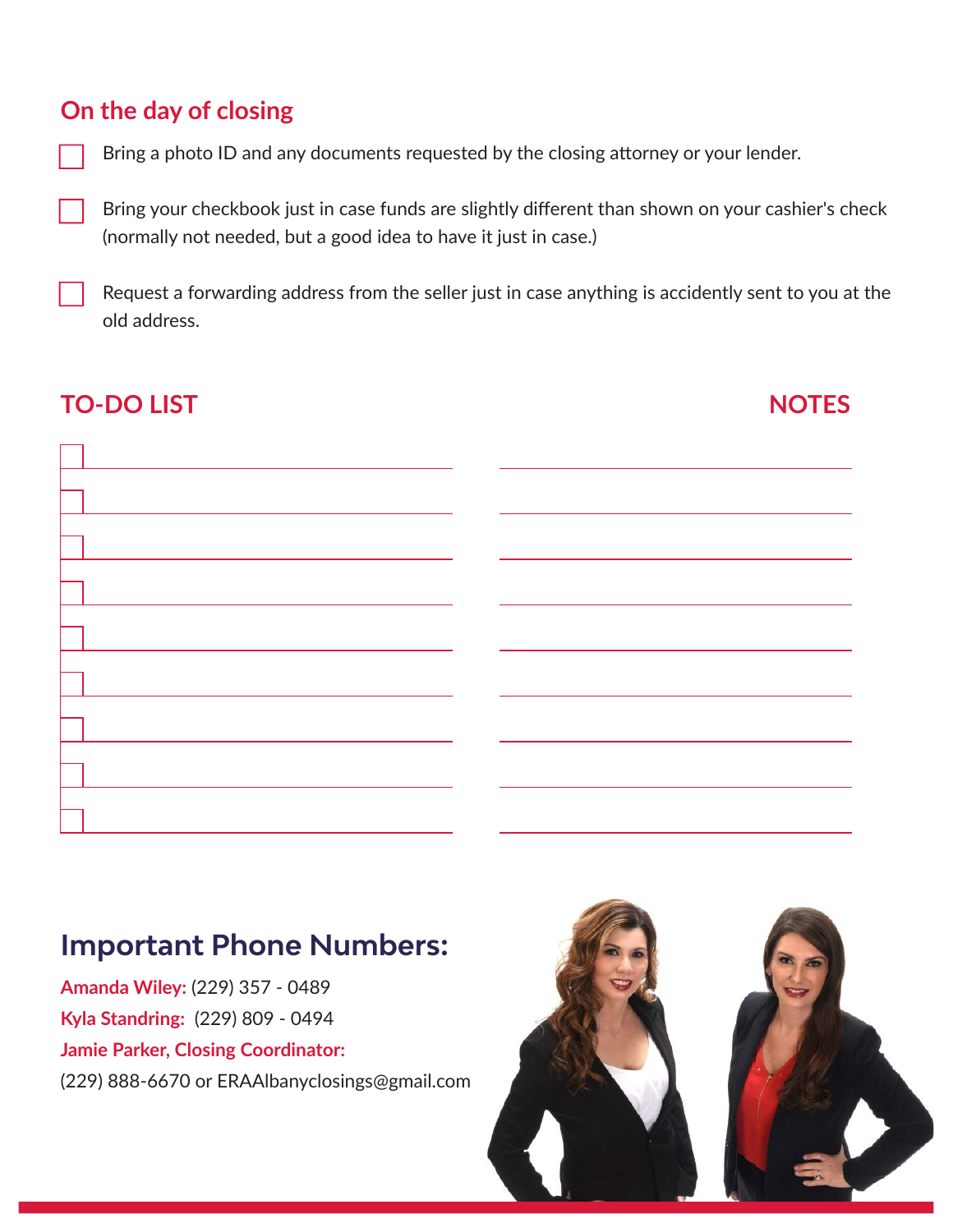## On the day of closing

- [ ] Bring a photo ID and any documents requested by the closing attorney or your lender.
- [ ] Bring your checkbook just in case funds are slightly different than shown on your cashier's check (normally not needed, but a good idea to have it just in case.)
- [ ] Request a forwarding address from the seller just in case anything is accidently sent to you at the old address.

## TO-DO LIST

## NOTES

## Important Phone Numbers:

**Amanda Wiley:** (229) 357 - 0489

**Kyla Standring:** (229) 809 - 0494

**Jamie Parker, Closing Coordinator:**

(229) 888-6670 or ERAAlbanyclosings@gmail.com